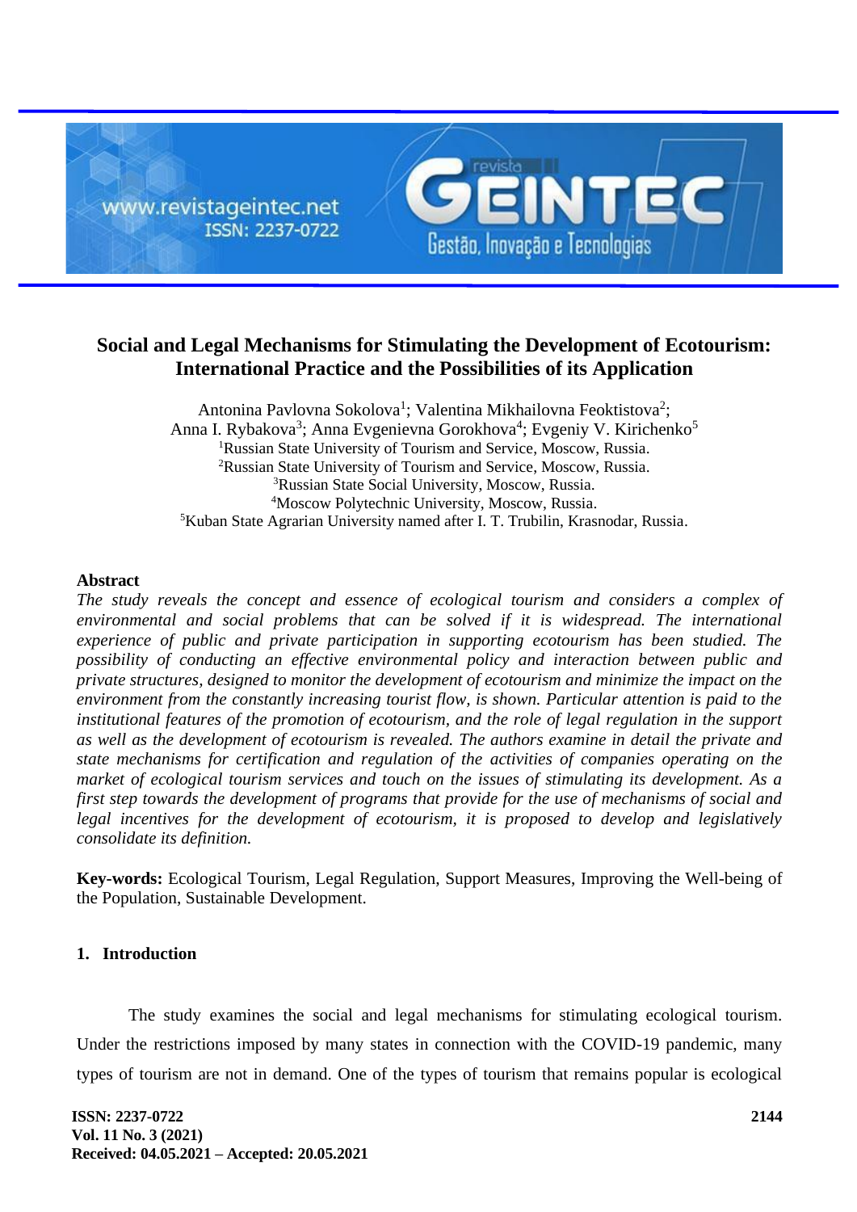# Social and Legal Mechanisms for Stimulating the Development of Ecotourism: International Practice and the Possibilities of its Application

Antonina Pavlovna Sokolova[1]; Valentina Mikhailovna Feoktistova[2]; Anna I. Rybakova[3]; Anna Evgenievna Gorokhova[4]; Evgeniy V. Kirichenko[5]

[1]Russian State University of Tourism and Service, Moscow, Russia.
[2]Russian State University of Tourism and Service, Moscow, Russia.
[3]Russian State Social University, Moscow, Russia.
[4]Moscow Polytechnic University, Moscow, Russia.
[5]Kuban State Agrarian University named after I. T. Trubilin, Krasnodar, Russia.

## Abstract

*The study reveals the concept and essence of ecological tourism and considers a complex of environmental and social problems that can be solved if it is widespread. The international experience of public and private participation in supporting ecotourism has been studied. The possibility of conducting an effective environmental policy and interaction between public and private structures, designed to monitor the development of ecotourism and minimize the impact on the environment from the constantly increasing tourist flow, is shown. Particular attention is paid to the institutional features of the promotion of ecotourism, and the role of legal regulation in the support as well as the development of ecotourism is revealed. The authors examine in detail the private and state mechanisms for certification and regulation of the activities of companies operating on the market of ecological tourism services and touch on the issues of stimulating its development. As a first step towards the development of programs that provide for the use of mechanisms of social and legal incentives for the development of ecotourism, it is proposed to develop and legislatively consolidate its definition.*

**Key-words:** Ecological Tourism, Legal Regulation, Support Measures, Improving the Well-being of the Population, Sustainable Development.

## 1. Introduction

The study examines the social and legal mechanisms for stimulating ecological tourism. Under the restrictions imposed by many states in connection with the COVID-19 pandemic, many types of tourism are not in demand. One of the types of tourism that remains popular is ecological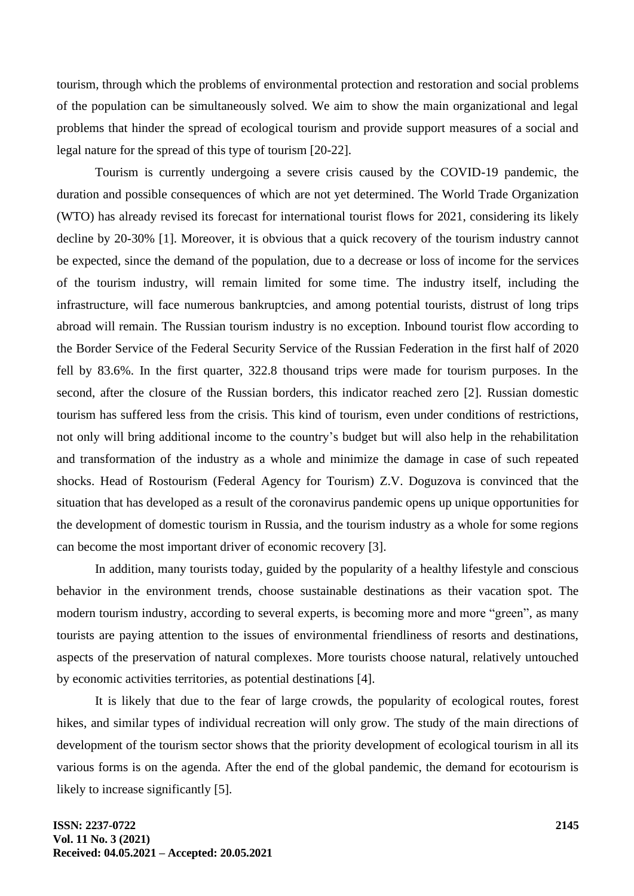tourism, through which the problems of environmental protection and restoration and social problems of the population can be simultaneously solved. We aim to show the main organizational and legal problems that hinder the spread of ecological tourism and provide support measures of a social and legal nature for the spread of this type of tourism [20-22].

Tourism is currently undergoing a severe crisis caused by the COVID-19 pandemic, the duration and possible consequences of which are not yet determined. The World Trade Organization (WTO) has already revised its forecast for international tourist flows for 2021, considering its likely decline by 20-30% [1]. Moreover, it is obvious that a quick recovery of the tourism industry cannot be expected, since the demand of the population, due to a decrease or loss of income for the services of the tourism industry, will remain limited for some time. The industry itself, including the infrastructure, will face numerous bankruptcies, and among potential tourists, distrust of long trips abroad will remain. The Russian tourism industry is no exception. Inbound tourist flow according to the Border Service of the Federal Security Service of the Russian Federation in the first half of 2020 fell by 83.6%. In the first quarter, 322.8 thousand trips were made for tourism purposes. In the second, after the closure of the Russian borders, this indicator reached zero [2]. Russian domestic tourism has suffered less from the crisis. This kind of tourism, even under conditions of restrictions, not only will bring additional income to the country's budget but will also help in the rehabilitation and transformation of the industry as a whole and minimize the damage in case of such repeated shocks. Head of Rostourism (Federal Agency for Tourism) Z.V. Doguzova is convinced that the situation that has developed as a result of the coronavirus pandemic opens up unique opportunities for the development of domestic tourism in Russia, and the tourism industry as a whole for some regions can become the most important driver of economic recovery [3].

In addition, many tourists today, guided by the popularity of a healthy lifestyle and conscious behavior in the environment trends, choose sustainable destinations as their vacation spot. The modern tourism industry, according to several experts, is becoming more and more "green", as many tourists are paying attention to the issues of environmental friendliness of resorts and destinations, aspects of the preservation of natural complexes. More tourists choose natural, relatively untouched by economic activities territories, as potential destinations [4].

It is likely that due to the fear of large crowds, the popularity of ecological routes, forest hikes, and similar types of individual recreation will only grow. The study of the main directions of development of the tourism sector shows that the priority development of ecological tourism in all its various forms is on the agenda. After the end of the global pandemic, the demand for ecotourism is likely to increase significantly [5].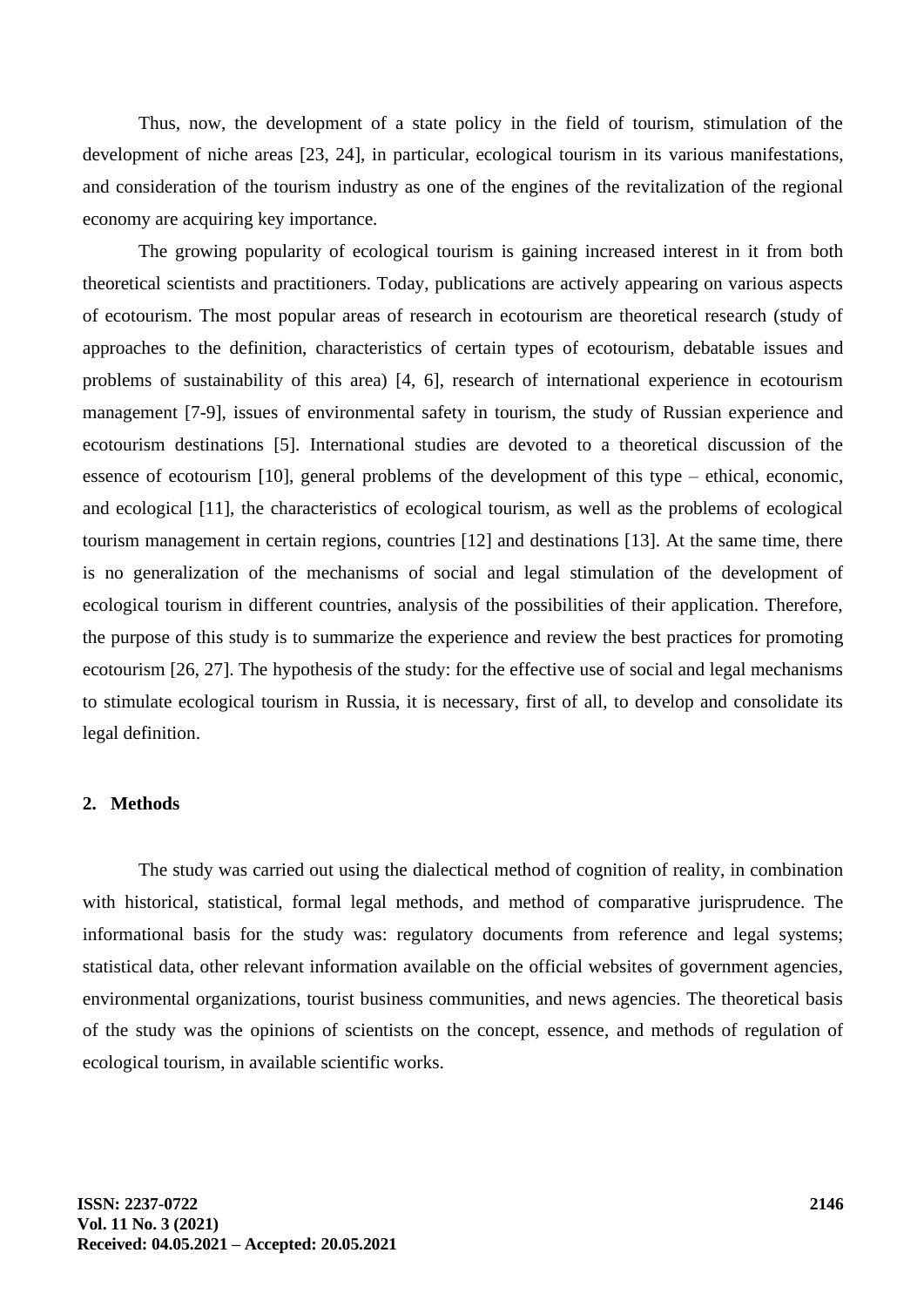Thus, now, the development of a state policy in the field of tourism, stimulation of the development of niche areas [23, 24], in particular, ecological tourism in its various manifestations, and consideration of the tourism industry as one of the engines of the revitalization of the regional economy are acquiring key importance.

The growing popularity of ecological tourism is gaining increased interest in it from both theoretical scientists and practitioners. Today, publications are actively appearing on various aspects of ecotourism. The most popular areas of research in ecotourism are theoretical research (study of approaches to the definition, characteristics of certain types of ecotourism, debatable issues and problems of sustainability of this area) [4, 6], research of international experience in ecotourism management [7-9], issues of environmental safety in tourism, the study of Russian experience and ecotourism destinations [5]. International studies are devoted to a theoretical discussion of the essence of ecotourism [10], general problems of the development of this type – ethical, economic, and ecological [11], the characteristics of ecological tourism, as well as the problems of ecological tourism management in certain regions, countries [12] and destinations [13]. At the same time, there is no generalization of the mechanisms of social and legal stimulation of the development of ecological tourism in different countries, analysis of the possibilities of their application. Therefore, the purpose of this study is to summarize the experience and review the best practices for promoting ecotourism [26, 27]. The hypothesis of the study: for the effective use of social and legal mechanisms to stimulate ecological tourism in Russia, it is necessary, first of all, to develop and consolidate its legal definition.

## 2. Methods

The study was carried out using the dialectical method of cognition of reality, in combination with historical, statistical, formal legal methods, and method of comparative jurisprudence. The informational basis for the study was: regulatory documents from reference and legal systems; statistical data, other relevant information available on the official websites of government agencies, environmental organizations, tourist business communities, and news agencies. The theoretical basis of the study was the opinions of scientists on the concept, essence, and methods of regulation of ecological tourism, in available scientific works.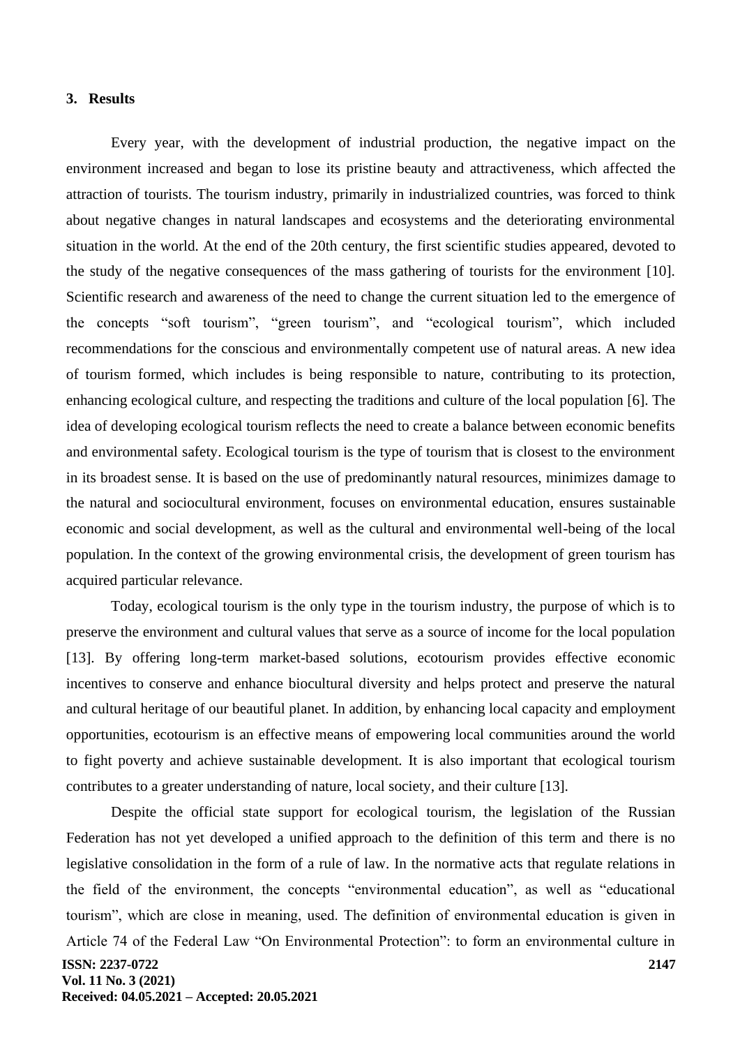## 3. Results

Every year, with the development of industrial production, the negative impact on the environment increased and began to lose its pristine beauty and attractiveness, which affected the attraction of tourists. The tourism industry, primarily in industrialized countries, was forced to think about negative changes in natural landscapes and ecosystems and the deteriorating environmental situation in the world. At the end of the 20th century, the first scientific studies appeared, devoted to the study of the negative consequences of the mass gathering of tourists for the environment [10]. Scientific research and awareness of the need to change the current situation led to the emergence of the concepts "soft tourism", "green tourism", and "ecological tourism", which included recommendations for the conscious and environmentally competent use of natural areas. A new idea of tourism formed, which includes is being responsible to nature, contributing to its protection, enhancing ecological culture, and respecting the traditions and culture of the local population [6]. The idea of developing ecological tourism reflects the need to create a balance between economic benefits and environmental safety. Ecological tourism is the type of tourism that is closest to the environment in its broadest sense. It is based on the use of predominantly natural resources, minimizes damage to the natural and sociocultural environment, focuses on environmental education, ensures sustainable economic and social development, as well as the cultural and environmental well-being of the local population. In the context of the growing environmental crisis, the development of green tourism has acquired particular relevance.

Today, ecological tourism is the only type in the tourism industry, the purpose of which is to preserve the environment and cultural values that serve as a source of income for the local population [13]. By offering long-term market-based solutions, ecotourism provides effective economic incentives to conserve and enhance biocultural diversity and helps protect and preserve the natural and cultural heritage of our beautiful planet. In addition, by enhancing local capacity and employment opportunities, ecotourism is an effective means of empowering local communities around the world to fight poverty and achieve sustainable development. It is also important that ecological tourism contributes to a greater understanding of nature, local society, and their culture [13].

Despite the official state support for ecological tourism, the legislation of the Russian Federation has not yet developed a unified approach to the definition of this term and there is no legislative consolidation in the form of a rule of law. In the normative acts that regulate relations in the field of the environment, the concepts "environmental education", as well as "educational tourism", which are close in meaning, used. The definition of environmental education is given in Article 74 of the Federal Law "On Environmental Protection": to form an environmental culture in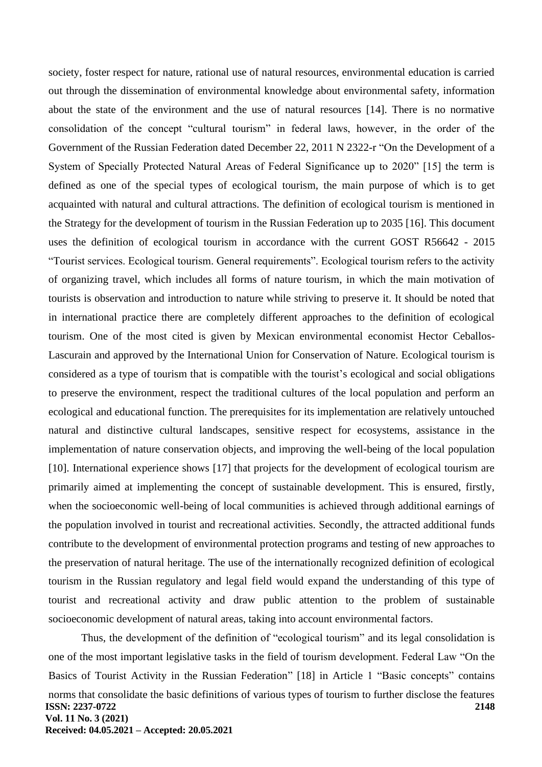society, foster respect for nature, rational use of natural resources, environmental education is carried out through the dissemination of environmental knowledge about environmental safety, information about the state of the environment and the use of natural resources [14]. There is no normative consolidation of the concept "cultural tourism" in federal laws, however, in the order of the Government of the Russian Federation dated December 22, 2011 N 2322-r "On the Development of a System of Specially Protected Natural Areas of Federal Significance up to 2020" [15] the term is defined as one of the special types of ecological tourism, the main purpose of which is to get acquainted with natural and cultural attractions. The definition of ecological tourism is mentioned in the Strategy for the development of tourism in the Russian Federation up to 2035 [16]. This document uses the definition of ecological tourism in accordance with the current GOST R56642 - 2015 "Tourist services. Ecological tourism. General requirements". Ecological tourism refers to the activity of organizing travel, which includes all forms of nature tourism, in which the main motivation of tourists is observation and introduction to nature while striving to preserve it. It should be noted that in international practice there are completely different approaches to the definition of ecological tourism. One of the most cited is given by Mexican environmental economist Hector Ceballos-Lascurain and approved by the International Union for Conservation of Nature. Ecological tourism is considered as a type of tourism that is compatible with the tourist's ecological and social obligations to preserve the environment, respect the traditional cultures of the local population and perform an ecological and educational function. The prerequisites for its implementation are relatively untouched natural and distinctive cultural landscapes, sensitive respect for ecosystems, assistance in the implementation of nature conservation objects, and improving the well-being of the local population [10]. International experience shows [17] that projects for the development of ecological tourism are primarily aimed at implementing the concept of sustainable development. This is ensured, firstly, when the socioeconomic well-being of local communities is achieved through additional earnings of the population involved in tourist and recreational activities. Secondly, the attracted additional funds contribute to the development of environmental protection programs and testing of new approaches to the preservation of natural heritage. The use of the internationally recognized definition of ecological tourism in the Russian regulatory and legal field would expand the understanding of this type of tourist and recreational activity and draw public attention to the problem of sustainable socioeconomic development of natural areas, taking into account environmental factors.

Thus, the development of the definition of "ecological tourism" and its legal consolidation is one of the most important legislative tasks in the field of tourism development. Federal Law "On the Basics of Tourist Activity in the Russian Federation" [18] in Article 1 "Basic concepts" contains norms that consolidate the basic definitions of various types of tourism to further disclose the features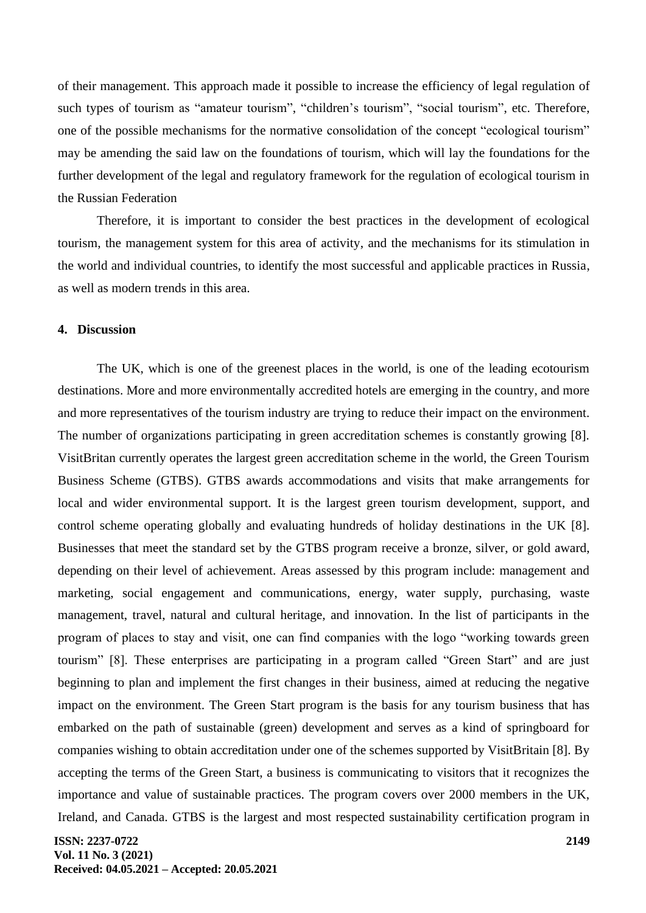of their management. This approach made it possible to increase the efficiency of legal regulation of such types of tourism as "amateur tourism", "children's tourism", "social tourism", etc. Therefore, one of the possible mechanisms for the normative consolidation of the concept "ecological tourism" may be amending the said law on the foundations of tourism, which will lay the foundations for the further development of the legal and regulatory framework for the regulation of ecological tourism in the Russian Federation

Therefore, it is important to consider the best practices in the development of ecological tourism, the management system for this area of activity, and the mechanisms for its stimulation in the world and individual countries, to identify the most successful and applicable practices in Russia, as well as modern trends in this area.

## 4. Discussion

The UK, which is one of the greenest places in the world, is one of the leading ecotourism destinations. More and more environmentally accredited hotels are emerging in the country, and more and more representatives of the tourism industry are trying to reduce their impact on the environment. The number of organizations participating in green accreditation schemes is constantly growing [8]. VisitBritan currently operates the largest green accreditation scheme in the world, the Green Tourism Business Scheme (GTBS). GTBS awards accommodations and visits that make arrangements for local and wider environmental support. It is the largest green tourism development, support, and control scheme operating globally and evaluating hundreds of holiday destinations in the UK [8]. Businesses that meet the standard set by the GTBS program receive a bronze, silver, or gold award, depending on their level of achievement. Areas assessed by this program include: management and marketing, social engagement and communications, energy, water supply, purchasing, waste management, travel, natural and cultural heritage, and innovation. In the list of participants in the program of places to stay and visit, one can find companies with the logo "working towards green tourism" [8]. These enterprises are participating in a program called "Green Start" and are just beginning to plan and implement the first changes in their business, aimed at reducing the negative impact on the environment. The Green Start program is the basis for any tourism business that has embarked on the path of sustainable (green) development and serves as a kind of springboard for companies wishing to obtain accreditation under one of the schemes supported by VisitBritain [8]. By accepting the terms of the Green Start, a business is communicating to visitors that it recognizes the importance and value of sustainable practices. The program covers over 2000 members in the UK, Ireland, and Canada. GTBS is the largest and most respected sustainability certification program in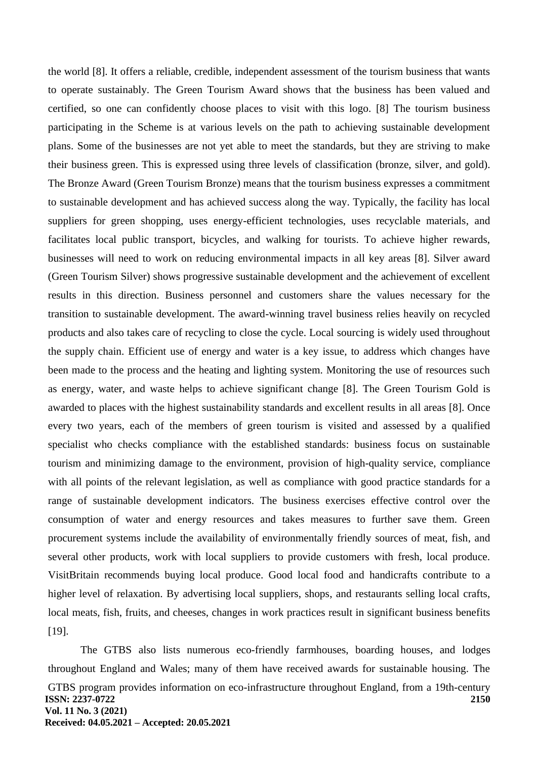the world [8]. It offers a reliable, credible, independent assessment of the tourism business that wants to operate sustainably. The Green Tourism Award shows that the business has been valued and certified, so one can confidently choose places to visit with this logo. [8] The tourism business participating in the Scheme is at various levels on the path to achieving sustainable development plans. Some of the businesses are not yet able to meet the standards, but they are striving to make their business green. This is expressed using three levels of classification (bronze, silver, and gold). The Bronze Award (Green Tourism Bronze) means that the tourism business expresses a commitment to sustainable development and has achieved success along the way. Typically, the facility has local suppliers for green shopping, uses energy-efficient technologies, uses recyclable materials, and facilitates local public transport, bicycles, and walking for tourists. To achieve higher rewards, businesses will need to work on reducing environmental impacts in all key areas [8]. Silver award (Green Tourism Silver) shows progressive sustainable development and the achievement of excellent results in this direction. Business personnel and customers share the values necessary for the transition to sustainable development. The award-winning travel business relies heavily on recycled products and also takes care of recycling to close the cycle. Local sourcing is widely used throughout the supply chain. Efficient use of energy and water is a key issue, to address which changes have been made to the process and the heating and lighting system. Monitoring the use of resources such as energy, water, and waste helps to achieve significant change [8]. The Green Tourism Gold is awarded to places with the highest sustainability standards and excellent results in all areas [8]. Once every two years, each of the members of green tourism is visited and assessed by a qualified specialist who checks compliance with the established standards: business focus on sustainable tourism and minimizing damage to the environment, provision of high-quality service, compliance with all points of the relevant legislation, as well as compliance with good practice standards for a range of sustainable development indicators. The business exercises effective control over the consumption of water and energy resources and takes measures to further save them. Green procurement systems include the availability of environmentally friendly sources of meat, fish, and several other products, work with local suppliers to provide customers with fresh, local produce. VisitBritain recommends buying local produce. Good local food and handicrafts contribute to a higher level of relaxation. By advertising local suppliers, shops, and restaurants selling local crafts, local meats, fish, fruits, and cheeses, changes in work practices result in significant business benefits [19].

The GTBS also lists numerous eco-friendly farmhouses, boarding houses, and lodges throughout England and Wales; many of them have received awards for sustainable housing. The GTBS program provides information on eco-infrastructure throughout England, from a 19th-century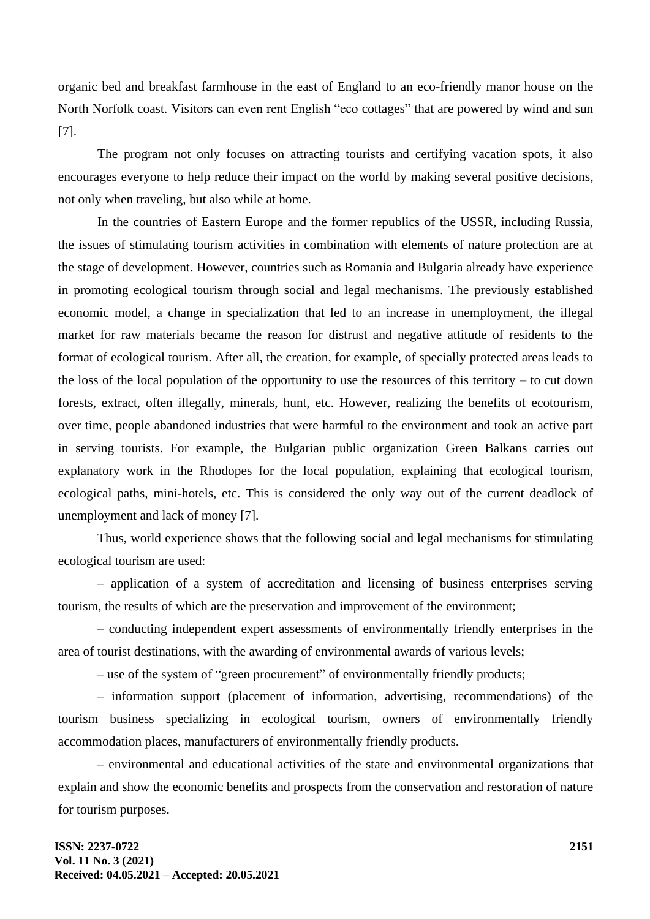organic bed and breakfast farmhouse in the east of England to an eco-friendly manor house on the North Norfolk coast. Visitors can even rent English "eco cottages" that are powered by wind and sun [7].

The program not only focuses on attracting tourists and certifying vacation spots, it also encourages everyone to help reduce their impact on the world by making several positive decisions, not only when traveling, but also while at home.

In the countries of Eastern Europe and the former republics of the USSR, including Russia, the issues of stimulating tourism activities in combination with elements of nature protection are at the stage of development. However, countries such as Romania and Bulgaria already have experience in promoting ecological tourism through social and legal mechanisms. The previously established economic model, a change in specialization that led to an increase in unemployment, the illegal market for raw materials became the reason for distrust and negative attitude of residents to the format of ecological tourism. After all, the creation, for example, of specially protected areas leads to the loss of the local population of the opportunity to use the resources of this territory – to cut down forests, extract, often illegally, minerals, hunt, etc. However, realizing the benefits of ecotourism, over time, people abandoned industries that were harmful to the environment and took an active part in serving tourists. For example, the Bulgarian public organization Green Balkans carries out explanatory work in the Rhodopes for the local population, explaining that ecological tourism, ecological paths, mini-hotels, etc. This is considered the only way out of the current deadlock of unemployment and lack of money [7].

Thus, world experience shows that the following social and legal mechanisms for stimulating ecological tourism are used:

– application of a system of accreditation and licensing of business enterprises serving tourism, the results of which are the preservation and improvement of the environment;

– conducting independent expert assessments of environmentally friendly enterprises in the area of tourist destinations, with the awarding of environmental awards of various levels;

– use of the system of "green procurement" of environmentally friendly products;

– information support (placement of information, advertising, recommendations) of the tourism business specializing in ecological tourism, owners of environmentally friendly accommodation places, manufacturers of environmentally friendly products.

– environmental and educational activities of the state and environmental organizations that explain and show the economic benefits and prospects from the conservation and restoration of nature for tourism purposes.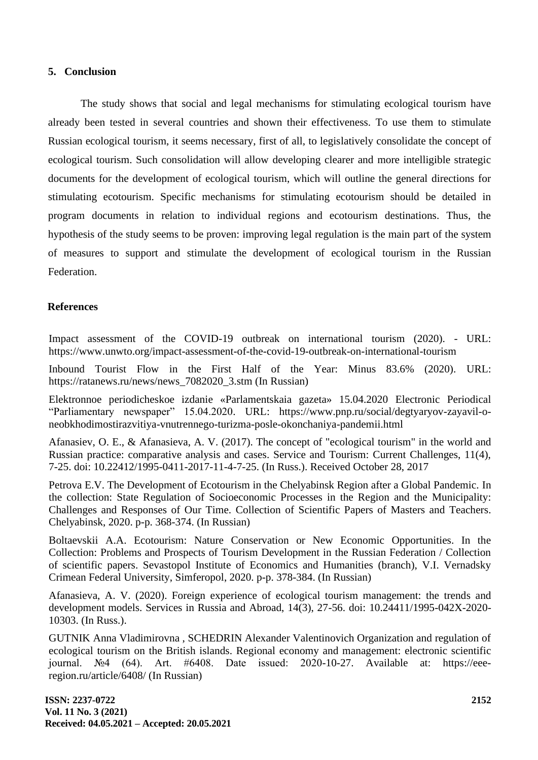## 5. Conclusion

The study shows that social and legal mechanisms for stimulating ecological tourism have already been tested in several countries and shown their effectiveness. To use them to stimulate Russian ecological tourism, it seems necessary, first of all, to legislatively consolidate the concept of ecological tourism. Such consolidation will allow developing clearer and more intelligible strategic documents for the development of ecological tourism, which will outline the general directions for stimulating ecotourism. Specific mechanisms for stimulating ecotourism should be detailed in program documents in relation to individual regions and ecotourism destinations. Thus, the hypothesis of the study seems to be proven: improving legal regulation is the main part of the system of measures to support and stimulate the development of ecological tourism in the Russian Federation.

## References

Impact assessment of the COVID-19 outbreak on international tourism (2020). - URL: https://www.unwto.org/impact-assessment-of-the-covid-19-outbreak-on-international-tourism

Inbound Tourist Flow in the First Half of the Year: Minus 83.6% (2020). URL: https://ratanews.ru/news/news_7082020_3.stm (In Russian)

Elektronnoe periodicheskoe izdanie «Parlamentskaia gazeta» 15.04.2020 Electronic Periodical "Parliamentary newspaper" 15.04.2020. URL: https://www.pnp.ru/social/degtyaryov-zayavil-o-neobkhodimostirazvitiya-vnutrennego-turizma-posle-okonchaniya-pandemii.html

Afanasiev, O. E., & Afanasieva, A. V. (2017). The concept of "ecological tourism" in the world and Russian practice: comparative analysis and cases. Service and Tourism: Current Challenges, 11(4), 7-25. doi: 10.22412/1995-0411-2017-11-4-7-25. (In Russ.). Received October 28, 2017

Petrova E.V. The Development of Ecotourism in the Chelyabinsk Region after a Global Pandemic. In the collection: State Regulation of Socioeconomic Processes in the Region and the Municipality: Challenges and Responses of Our Time. Collection of Scientific Papers of Masters and Teachers. Chelyabinsk, 2020. p-p. 368-374. (In Russian)

Boltaevskii A.A. Ecotourism: Nature Conservation or New Economic Opportunities. In the Collection: Problems and Prospects of Tourism Development in the Russian Federation / Collection of scientific papers. Sevastopol Institute of Economics and Humanities (branch), V.I. Vernadsky Crimean Federal University, Simferopol, 2020. p-p. 378-384. (In Russian)

Afanasieva, A. V. (2020). Foreign experience of ecological tourism management: the trends and development models. Services in Russia and Abroad, 14(3), 27-56. doi: 10.24411/1995-042X-2020-10303. (In Russ.).

GUTNIK Anna Vladimirovna , SCHEDRIN Alexander Valentinovich Organization and regulation of ecological tourism on the British islands. Regional economy and management: electronic scientific journal. №4 (64). Art. #6408. Date issued: 2020-10-27. Available at: https://eee-region.ru/article/6408/ (In Russian)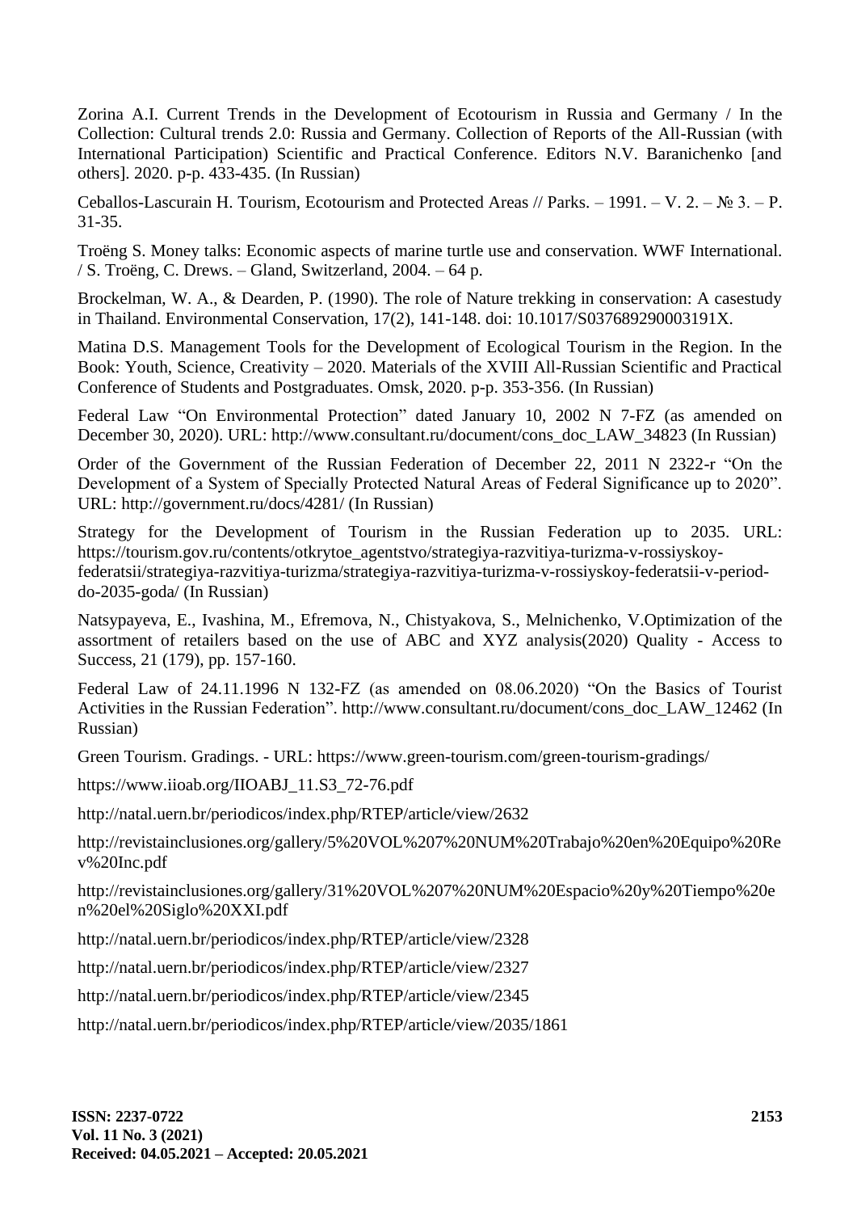Zorina A.I. Current Trends in the Development of Ecotourism in Russia and Germany / In the Collection: Cultural trends 2.0: Russia and Germany. Collection of Reports of the All-Russian (with International Participation) Scientific and Practical Conference. Editors N.V. Baranichenko [and others]. 2020. p-p. 433-435. (In Russian)

Ceballos-Lascurain H. Tourism, Ecotourism and Protected Areas // Parks. – 1991. – V. 2. – № 3. – P. 31-35.

Troëng S. Money talks: Economic aspects of marine turtle use and conservation. WWF International. / S. Troëng, C. Drews. – Gland, Switzerland, 2004. – 64 p.

Brockelman, W. A., & Dearden, P. (1990). The role of Nature trekking in conservation: A casestudy in Thailand. Environmental Conservation, 17(2), 141-148. doi: 10.1017/S037689290003191X.

Matina D.S. Management Tools for the Development of Ecological Tourism in the Region. In the Book: Youth, Science, Creativity – 2020. Materials of the XVIII All-Russian Scientific and Practical Conference of Students and Postgraduates. Omsk, 2020. p-p. 353-356. (In Russian)

Federal Law "On Environmental Protection" dated January 10, 2002 N 7-FZ (as amended on December 30, 2020). URL: http://www.consultant.ru/document/cons_doc_LAW_34823 (In Russian)

Order of the Government of the Russian Federation of December 22, 2011 N 2322-r "On the Development of a System of Specially Protected Natural Areas of Federal Significance up to 2020". URL: http://government.ru/docs/4281/ (In Russian)

Strategy for the Development of Tourism in the Russian Federation up to 2035. URL: https://tourism.gov.ru/contents/otkrytoe_agentstvo/strategiya-razvitiya-turizma-v-rossiyskoy-federatsii/strategiya-razvitiya-turizma/strategiya-razvitiya-turizma-v-rossiyskoy-federatsii-v-period-do-2035-goda/ (In Russian)

Natsypayeva, E., Ivashina, M., Efremova, N., Chistyakova, S., Melnichenko, V.Optimization of the assortment of retailers based on the use of ABC and XYZ analysis(2020) Quality - Access to Success, 21 (179), pp. 157-160.

Federal Law of 24.11.1996 N 132-FZ (as amended on 08.06.2020) "On the Basics of Tourist Activities in the Russian Federation". http://www.consultant.ru/document/cons_doc_LAW_12462 (In Russian)

Green Tourism. Gradings. - URL: https://www.green-tourism.com/green-tourism-gradings/

https://www.iioab.org/IIOABJ_11.S3_72-76.pdf

http://natal.uern.br/periodicos/index.php/RTEP/article/view/2632

http://revistainclusiones.org/gallery/5%20VOL%207%20NUM%20Trabajo%20en%20Equipo%20Rev%20Inc.pdf

http://revistainclusiones.org/gallery/31%20VOL%207%20NUM%20Espacio%20y%20Tiempo%20en%20el%20Siglo%20XXI.pdf

http://natal.uern.br/periodicos/index.php/RTEP/article/view/2328

http://natal.uern.br/periodicos/index.php/RTEP/article/view/2327

http://natal.uern.br/periodicos/index.php/RTEP/article/view/2345

http://natal.uern.br/periodicos/index.php/RTEP/article/view/2035/1861